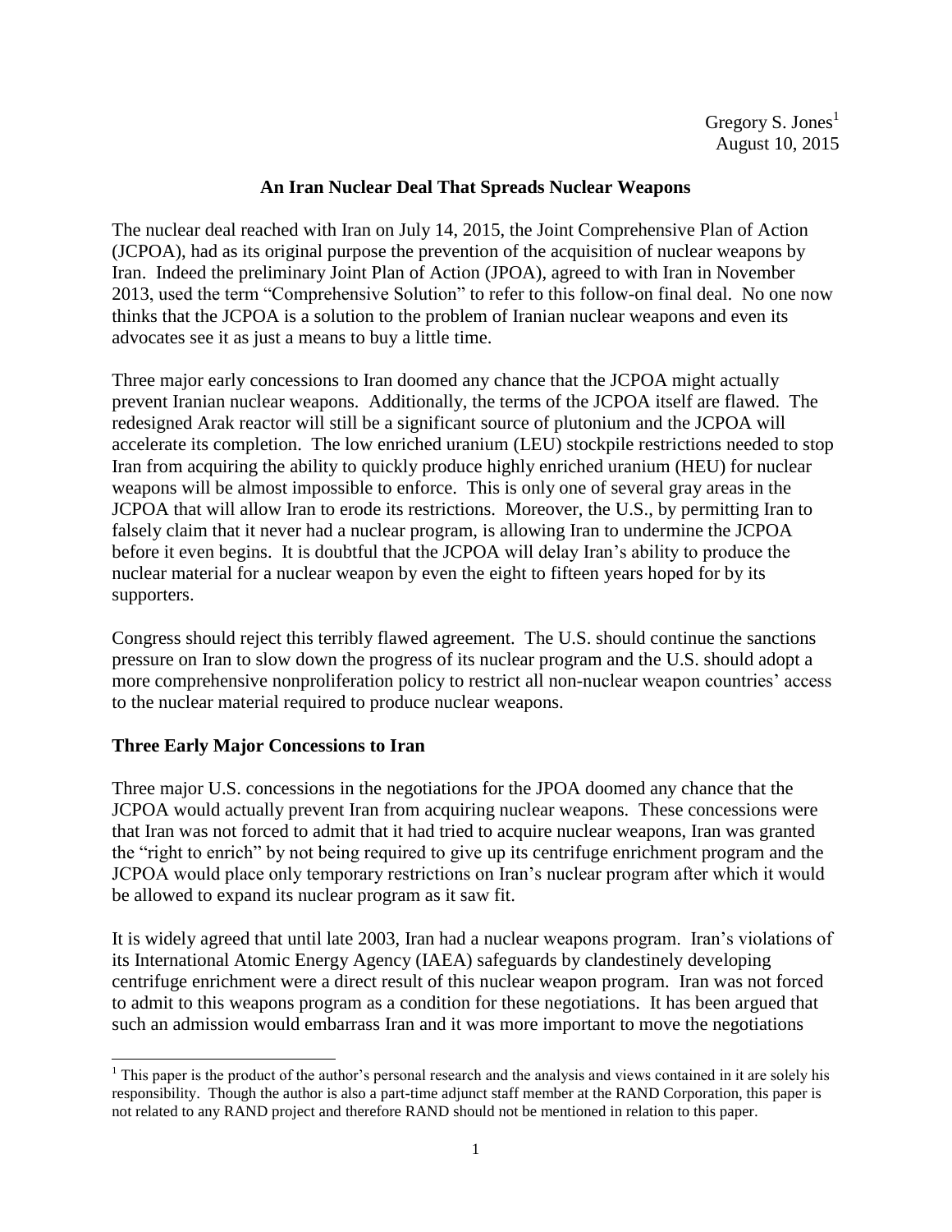Gregory S. Jones[1]
August 10, 2015

# An Iran Nuclear Deal That Spreads Nuclear Weapons

The nuclear deal reached with Iran on July 14, 2015, the Joint Comprehensive Plan of Action (JCPOA), had as its original purpose the prevention of the acquisition of nuclear weapons by Iran. Indeed the preliminary Joint Plan of Action (JPOA), agreed to with Iran in November 2013, used the term "Comprehensive Solution" to refer to this follow-on final deal. No one now thinks that the JCPOA is a solution to the problem of Iranian nuclear weapons and even its advocates see it as just a means to buy a little time.

Three major early concessions to Iran doomed any chance that the JCPOA might actually prevent Iranian nuclear weapons. Additionally, the terms of the JCPOA itself are flawed. The redesigned Arak reactor will still be a significant source of plutonium and the JCPOA will accelerate its completion. The low enriched uranium (LEU) stockpile restrictions needed to stop Iran from acquiring the ability to quickly produce highly enriched uranium (HEU) for nuclear weapons will be almost impossible to enforce. This is only one of several gray areas in the JCPOA that will allow Iran to erode its restrictions. Moreover, the U.S., by permitting Iran to falsely claim that it never had a nuclear program, is allowing Iran to undermine the JCPOA before it even begins. It is doubtful that the JCPOA will delay Iran's ability to produce the nuclear material for a nuclear weapon by even the eight to fifteen years hoped for by its supporters.

Congress should reject this terribly flawed agreement. The U.S. should continue the sanctions pressure on Iran to slow down the progress of its nuclear program and the U.S. should adopt a more comprehensive nonproliferation policy to restrict all non-nuclear weapon countries' access to the nuclear material required to produce nuclear weapons.

## Three Early Major Concessions to Iran

Three major U.S. concessions in the negotiations for the JPOA doomed any chance that the JCPOA would actually prevent Iran from acquiring nuclear weapons. These concessions were that Iran was not forced to admit that it had tried to acquire nuclear weapons, Iran was granted the "right to enrich" by not being required to give up its centrifuge enrichment program and the JCPOA would place only temporary restrictions on Iran's nuclear program after which it would be allowed to expand its nuclear program as it saw fit.

It is widely agreed that until late 2003, Iran had a nuclear weapons program. Iran's violations of its International Atomic Energy Agency (IAEA) safeguards by clandestinely developing centrifuge enrichment were a direct result of this nuclear weapon program. Iran was not forced to admit to this weapons program as a condition for these negotiations. It has been argued that such an admission would embarrass Iran and it was more important to move the negotiations

[1] This paper is the product of the author's personal research and the analysis and views contained in it are solely his responsibility. Though the author is also a part-time adjunct staff member at the RAND Corporation, this paper is not related to any RAND project and therefore RAND should not be mentioned in relation to this paper.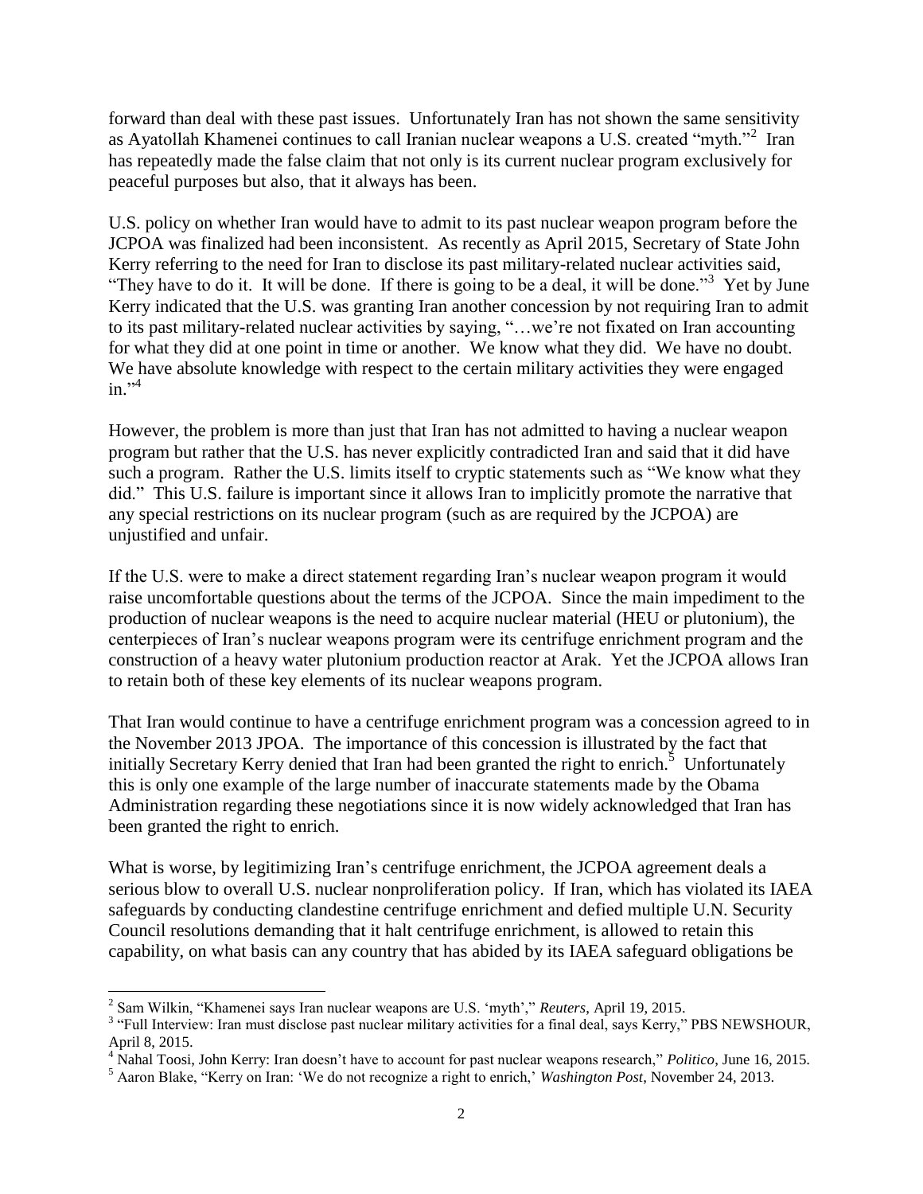forward than deal with these past issues. Unfortunately Iran has not shown the same sensitivity as Ayatollah Khamenei continues to call Iranian nuclear weapons a U.S. created "myth."[2] Iran has repeatedly made the false claim that not only is its current nuclear program exclusively for peaceful purposes but also, that it always has been.

U.S. policy on whether Iran would have to admit to its past nuclear weapon program before the JCPOA was finalized had been inconsistent. As recently as April 2015, Secretary of State John Kerry referring to the need for Iran to disclose its past military-related nuclear activities said, "They have to do it. It will be done. If there is going to be a deal, it will be done."[3] Yet by June Kerry indicated that the U.S. was granting Iran another concession by not requiring Iran to admit to its past military-related nuclear activities by saying, "…we're not fixated on Iran accounting for what they did at one point in time or another. We know what they did. We have no doubt. We have absolute knowledge with respect to the certain military activities they were engaged in."[4]

However, the problem is more than just that Iran has not admitted to having a nuclear weapon program but rather that the U.S. has never explicitly contradicted Iran and said that it did have such a program. Rather the U.S. limits itself to cryptic statements such as "We know what they did." This U.S. failure is important since it allows Iran to implicitly promote the narrative that any special restrictions on its nuclear program (such as are required by the JCPOA) are unjustified and unfair.

If the U.S. were to make a direct statement regarding Iran's nuclear weapon program it would raise uncomfortable questions about the terms of the JCPOA. Since the main impediment to the production of nuclear weapons is the need to acquire nuclear material (HEU or plutonium), the centerpieces of Iran's nuclear weapons program were its centrifuge enrichment program and the construction of a heavy water plutonium production reactor at Arak. Yet the JCPOA allows Iran to retain both of these key elements of its nuclear weapons program.

That Iran would continue to have a centrifuge enrichment program was a concession agreed to in the November 2013 JPOA. The importance of this concession is illustrated by the fact that initially Secretary Kerry denied that Iran had been granted the right to enrich.[5] Unfortunately this is only one example of the large number of inaccurate statements made by the Obama Administration regarding these negotiations since it is now widely acknowledged that Iran has been granted the right to enrich.

What is worse, by legitimizing Iran's centrifuge enrichment, the JCPOA agreement deals a serious blow to overall U.S. nuclear nonproliferation policy. If Iran, which has violated its IAEA safeguards by conducting clandestine centrifuge enrichment and defied multiple U.N. Security Council resolutions demanding that it halt centrifuge enrichment, is allowed to retain this capability, on what basis can any country that has abided by its IAEA safeguard obligations be

---

[2] Sam Wilkin, "Khamenei says Iran nuclear weapons are U.S. 'myth'," *Reuters*, April 19, 2015.

[3] "Full Interview: Iran must disclose past nuclear military activities for a final deal, says Kerry," PBS NEWSHOUR, April 8, 2015.

[4] Nahal Toosi, John Kerry: Iran doesn't have to account for past nuclear weapons research," *Politico*, June 16, 2015.

[5] Aaron Blake, "Kerry on Iran: 'We do not recognize a right to enrich,' *Washington Post*, November 24, 2013.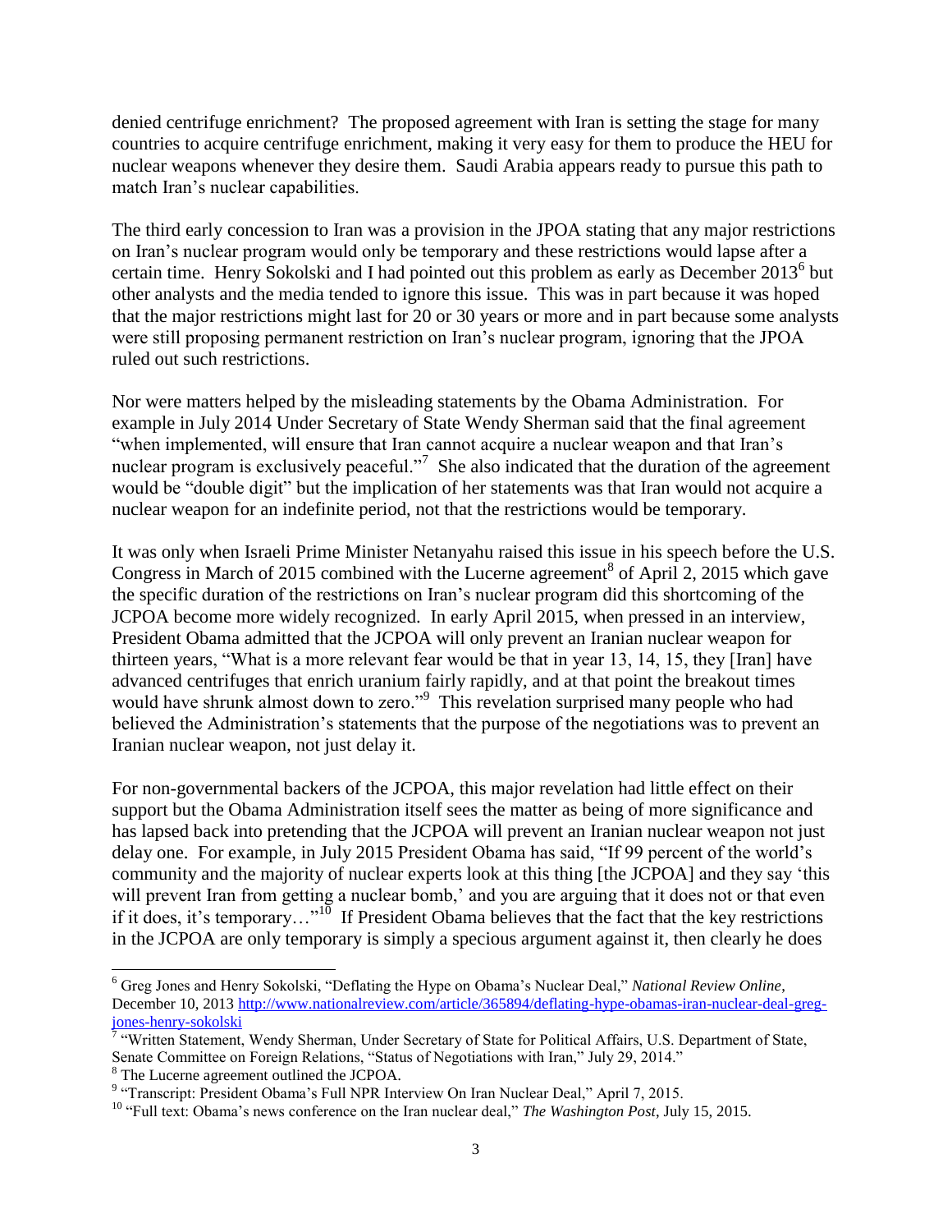denied centrifuge enrichment? The proposed agreement with Iran is setting the stage for many countries to acquire centrifuge enrichment, making it very easy for them to produce the HEU for nuclear weapons whenever they desire them. Saudi Arabia appears ready to pursue this path to match Iran's nuclear capabilities.

The third early concession to Iran was a provision in the JPOA stating that any major restrictions on Iran's nuclear program would only be temporary and these restrictions would lapse after a certain time. Henry Sokolski and I had pointed out this problem as early as December 2013[6] but other analysts and the media tended to ignore this issue. This was in part because it was hoped that the major restrictions might last for 20 or 30 years or more and in part because some analysts were still proposing permanent restriction on Iran's nuclear program, ignoring that the JPOA ruled out such restrictions.

Nor were matters helped by the misleading statements by the Obama Administration. For example in July 2014 Under Secretary of State Wendy Sherman said that the final agreement "when implemented, will ensure that Iran cannot acquire a nuclear weapon and that Iran's nuclear program is exclusively peaceful."[7] She also indicated that the duration of the agreement would be "double digit" but the implication of her statements was that Iran would not acquire a nuclear weapon for an indefinite period, not that the restrictions would be temporary.

It was only when Israeli Prime Minister Netanyahu raised this issue in his speech before the U.S. Congress in March of 2015 combined with the Lucerne agreement[8] of April 2, 2015 which gave the specific duration of the restrictions on Iran's nuclear program did this shortcoming of the JCPOA become more widely recognized. In early April 2015, when pressed in an interview, President Obama admitted that the JCPOA will only prevent an Iranian nuclear weapon for thirteen years, "What is a more relevant fear would be that in year 13, 14, 15, they [Iran] have advanced centrifuges that enrich uranium fairly rapidly, and at that point the breakout times would have shrunk almost down to zero."[9] This revelation surprised many people who had believed the Administration's statements that the purpose of the negotiations was to prevent an Iranian nuclear weapon, not just delay it.

For non-governmental backers of the JCPOA, this major revelation had little effect on their support but the Obama Administration itself sees the matter as being of more significance and has lapsed back into pretending that the JCPOA will prevent an Iranian nuclear weapon not just delay one. For example, in July 2015 President Obama has said, "If 99 percent of the world's community and the majority of nuclear experts look at this thing [the JCPOA] and they say 'this will prevent Iran from getting a nuclear bomb,' and you are arguing that it does not or that even if it does, it's temporary…"[10] If President Obama believes that the fact that the key restrictions in the JCPOA are only temporary is simply a specious argument against it, then clearly he does

---

[6] Greg Jones and Henry Sokolski, "Deflating the Hype on Obama's Nuclear Deal," *National Review Online*, December 10, 2013 http://www.nationalreview.com/article/365894/deflating-hype-obamas-iran-nuclear-deal-greg-jones-henry-sokolski

[7] "Written Statement, Wendy Sherman, Under Secretary of State for Political Affairs, U.S. Department of State, Senate Committee on Foreign Relations, "Status of Negotiations with Iran," July 29, 2014."

[8] The Lucerne agreement outlined the JCPOA.

[9] "Transcript: President Obama's Full NPR Interview On Iran Nuclear Deal," April 7, 2015.

[10] "Full text: Obama's news conference on the Iran nuclear deal," *The Washington Post*, July 15, 2015.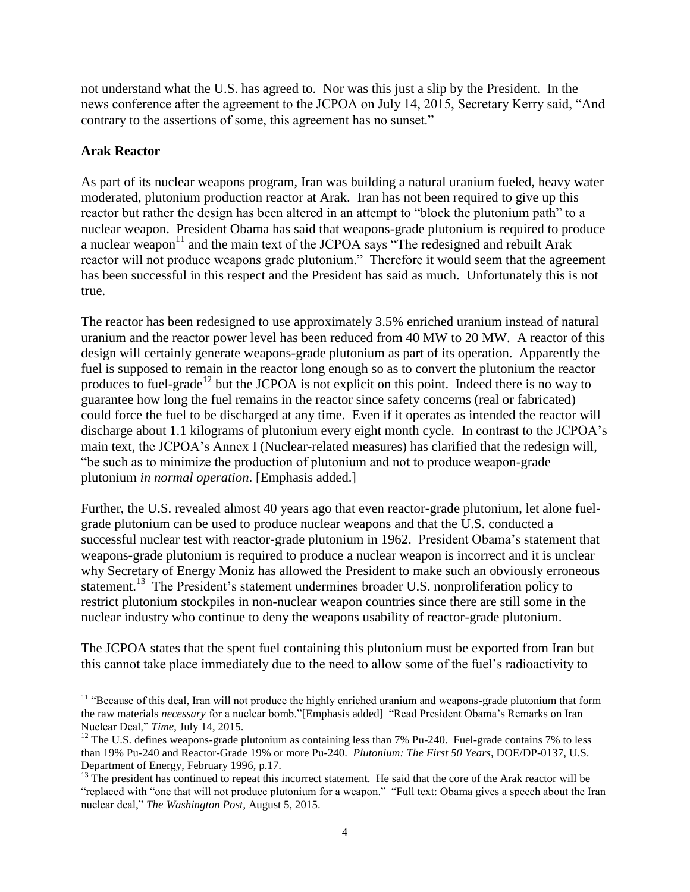not understand what the U.S. has agreed to. Nor was this just a slip by the President. In the news conference after the agreement to the JCPOA on July 14, 2015, Secretary Kerry said, "And contrary to the assertions of some, this agreement has no sunset."

**Arak Reactor**

As part of its nuclear weapons program, Iran was building a natural uranium fueled, heavy water moderated, plutonium production reactor at Arak. Iran has not been required to give up this reactor but rather the design has been altered in an attempt to "block the plutonium path" to a nuclear weapon. President Obama has said that weapons-grade plutonium is required to produce a nuclear weapon[11] and the main text of the JCPOA says "The redesigned and rebuilt Arak reactor will not produce weapons grade plutonium." Therefore it would seem that the agreement has been successful in this respect and the President has said as much. Unfortunately this is not true.

The reactor has been redesigned to use approximately 3.5% enriched uranium instead of natural uranium and the reactor power level has been reduced from 40 MW to 20 MW. A reactor of this design will certainly generate weapons-grade plutonium as part of its operation. Apparently the fuel is supposed to remain in the reactor long enough so as to convert the plutonium the reactor produces to fuel-grade[12] but the JCPOA is not explicit on this point. Indeed there is no way to guarantee how long the fuel remains in the reactor since safety concerns (real or fabricated) could force the fuel to be discharged at any time. Even if it operates as intended the reactor will discharge about 1.1 kilograms of plutonium every eight month cycle. In contrast to the JCPOA's main text, the JCPOA's Annex I (Nuclear-related measures) has clarified that the redesign will, "be such as to minimize the production of plutonium and not to produce weapon-grade plutonium *in normal operation*. [Emphasis added.]

Further, the U.S. revealed almost 40 years ago that even reactor-grade plutonium, let alone fuel-grade plutonium can be used to produce nuclear weapons and that the U.S. conducted a successful nuclear test with reactor-grade plutonium in 1962. President Obama's statement that weapons-grade plutonium is required to produce a nuclear weapon is incorrect and it is unclear why Secretary of Energy Moniz has allowed the President to make such an obviously erroneous statement.[13] The President's statement undermines broader U.S. nonproliferation policy to restrict plutonium stockpiles in non-nuclear weapon countries since there are still some in the nuclear industry who continue to deny the weapons usability of reactor-grade plutonium.

The JCPOA states that the spent fuel containing this plutonium must be exported from Iran but this cannot take place immediately due to the need to allow some of the fuel's radioactivity to

---

[11] "Because of this deal, Iran will not produce the highly enriched uranium and weapons-grade plutonium that form the raw materials *necessary* for a nuclear bomb."[Emphasis added] "Read President Obama's Remarks on Iran Nuclear Deal," *Time*, July 14, 2015.

[12] The U.S. defines weapons-grade plutonium as containing less than 7% Pu-240. Fuel-grade contains 7% to less than 19% Pu-240 and Reactor-Grade 19% or more Pu-240. *Plutonium: The First 50 Years*, DOE/DP-0137, U.S. Department of Energy, February 1996, p.17.

[13] The president has continued to repeat this incorrect statement. He said that the core of the Arak reactor will be "replaced with "one that will not produce plutonium for a weapon." "Full text: Obama gives a speech about the Iran nuclear deal," *The Washington Post*, August 5, 2015.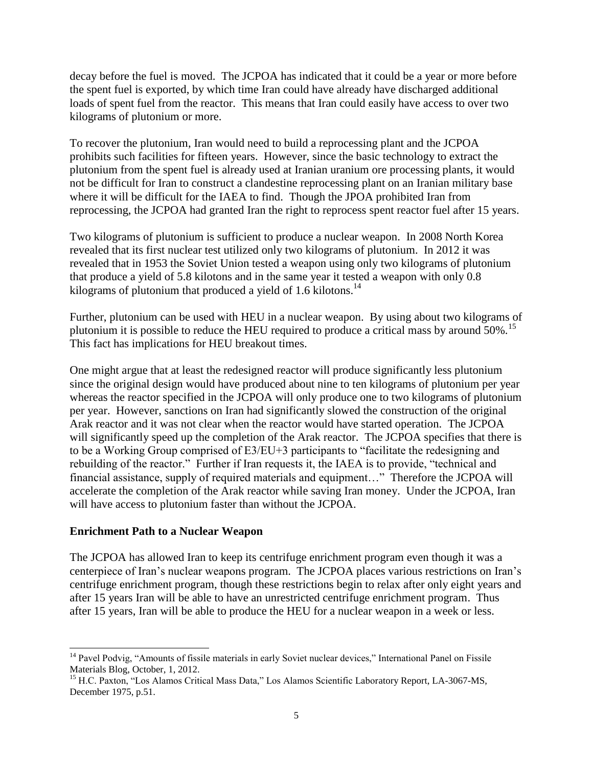decay before the fuel is moved. The JCPOA has indicated that it could be a year or more before the spent fuel is exported, by which time Iran could have already have discharged additional loads of spent fuel from the reactor. This means that Iran could easily have access to over two kilograms of plutonium or more.

To recover the plutonium, Iran would need to build a reprocessing plant and the JCPOA prohibits such facilities for fifteen years. However, since the basic technology to extract the plutonium from the spent fuel is already used at Iranian uranium ore processing plants, it would not be difficult for Iran to construct a clandestine reprocessing plant on an Iranian military base where it will be difficult for the IAEA to find. Though the JPOA prohibited Iran from reprocessing, the JCPOA had granted Iran the right to reprocess spent reactor fuel after 15 years.

Two kilograms of plutonium is sufficient to produce a nuclear weapon. In 2008 North Korea revealed that its first nuclear test utilized only two kilograms of plutonium. In 2012 it was revealed that in 1953 the Soviet Union tested a weapon using only two kilograms of plutonium that produce a yield of 5.8 kilotons and in the same year it tested a weapon with only 0.8 kilograms of plutonium that produced a yield of 1.6 kilotons.[14]

Further, plutonium can be used with HEU in a nuclear weapon. By using about two kilograms of plutonium it is possible to reduce the HEU required to produce a critical mass by around 50%.[15] This fact has implications for HEU breakout times.

One might argue that at least the redesigned reactor will produce significantly less plutonium since the original design would have produced about nine to ten kilograms of plutonium per year whereas the reactor specified in the JCPOA will only produce one to two kilograms of plutonium per year. However, sanctions on Iran had significantly slowed the construction of the original Arak reactor and it was not clear when the reactor would have started operation. The JCPOA will significantly speed up the completion of the Arak reactor. The JCPOA specifies that there is to be a Working Group comprised of E3/EU+3 participants to "facilitate the redesigning and rebuilding of the reactor." Further if Iran requests it, the IAEA is to provide, "technical and financial assistance, supply of required materials and equipment…" Therefore the JCPOA will accelerate the completion of the Arak reactor while saving Iran money. Under the JCPOA, Iran will have access to plutonium faster than without the JCPOA.

### Enrichment Path to a Nuclear Weapon

The JCPOA has allowed Iran to keep its centrifuge enrichment program even though it was a centerpiece of Iran's nuclear weapons program. The JCPOA places various restrictions on Iran's centrifuge enrichment program, though these restrictions begin to relax after only eight years and after 15 years Iran will be able to have an unrestricted centrifuge enrichment program. Thus after 15 years, Iran will be able to produce the HEU for a nuclear weapon in a week or less.

---

[14] Pavel Podvig, "Amounts of fissile materials in early Soviet nuclear devices," International Panel on Fissile Materials Blog, October, 1, 2012.

[15] H.C. Paxton, "Los Alamos Critical Mass Data," Los Alamos Scientific Laboratory Report, LA-3067-MS, December 1975, p.51.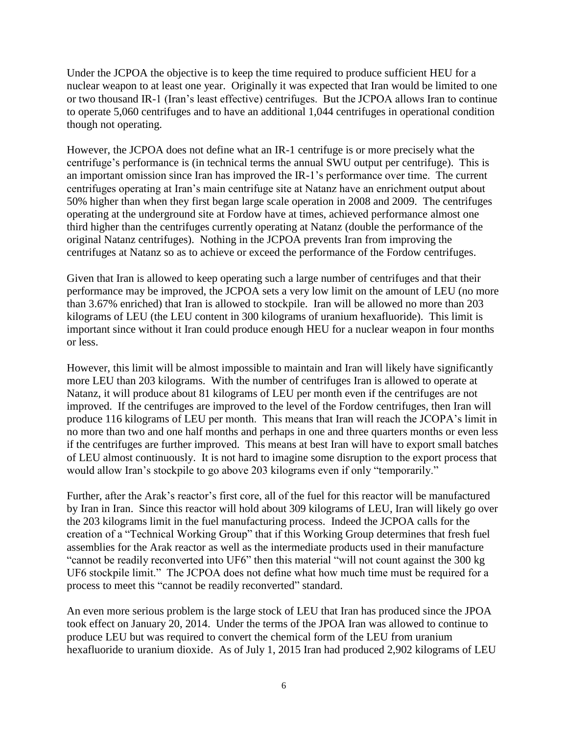Under the JCPOA the objective is to keep the time required to produce sufficient HEU for a nuclear weapon to at least one year. Originally it was expected that Iran would be limited to one or two thousand IR-1 (Iran's least effective) centrifuges. But the JCPOA allows Iran to continue to operate 5,060 centrifuges and to have an additional 1,044 centrifuges in operational condition though not operating.

However, the JCPOA does not define what an IR-1 centrifuge is or more precisely what the centrifuge's performance is (in technical terms the annual SWU output per centrifuge). This is an important omission since Iran has improved the IR-1's performance over time. The current centrifuges operating at Iran's main centrifuge site at Natanz have an enrichment output about 50% higher than when they first began large scale operation in 2008 and 2009. The centrifuges operating at the underground site at Fordow have at times, achieved performance almost one third higher than the centrifuges currently operating at Natanz (double the performance of the original Natanz centrifuges). Nothing in the JCPOA prevents Iran from improving the centrifuges at Natanz so as to achieve or exceed the performance of the Fordow centrifuges.

Given that Iran is allowed to keep operating such a large number of centrifuges and that their performance may be improved, the JCPOA sets a very low limit on the amount of LEU (no more than 3.67% enriched) that Iran is allowed to stockpile. Iran will be allowed no more than 203 kilograms of LEU (the LEU content in 300 kilograms of uranium hexafluoride). This limit is important since without it Iran could produce enough HEU for a nuclear weapon in four months or less.

However, this limit will be almost impossible to maintain and Iran will likely have significantly more LEU than 203 kilograms. With the number of centrifuges Iran is allowed to operate at Natanz, it will produce about 81 kilograms of LEU per month even if the centrifuges are not improved. If the centrifuges are improved to the level of the Fordow centrifuges, then Iran will produce 116 kilograms of LEU per month. This means that Iran will reach the JCOPA's limit in no more than two and one half months and perhaps in one and three quarters months or even less if the centrifuges are further improved. This means at best Iran will have to export small batches of LEU almost continuously. It is not hard to imagine some disruption to the export process that would allow Iran's stockpile to go above 203 kilograms even if only "temporarily."

Further, after the Arak's reactor's first core, all of the fuel for this reactor will be manufactured by Iran in Iran. Since this reactor will hold about 309 kilograms of LEU, Iran will likely go over the 203 kilograms limit in the fuel manufacturing process. Indeed the JCPOA calls for the creation of a "Technical Working Group" that if this Working Group determines that fresh fuel assemblies for the Arak reactor as well as the intermediate products used in their manufacture "cannot be readily reconverted into UF6" then this material "will not count against the 300 kg UF6 stockpile limit." The JCPOA does not define what how much time must be required for a process to meet this "cannot be readily reconverted" standard.

An even more serious problem is the large stock of LEU that Iran has produced since the JPOA took effect on January 20, 2014. Under the terms of the JPOA Iran was allowed to continue to produce LEU but was required to convert the chemical form of the LEU from uranium hexafluoride to uranium dioxide. As of July 1, 2015 Iran had produced 2,902 kilograms of LEU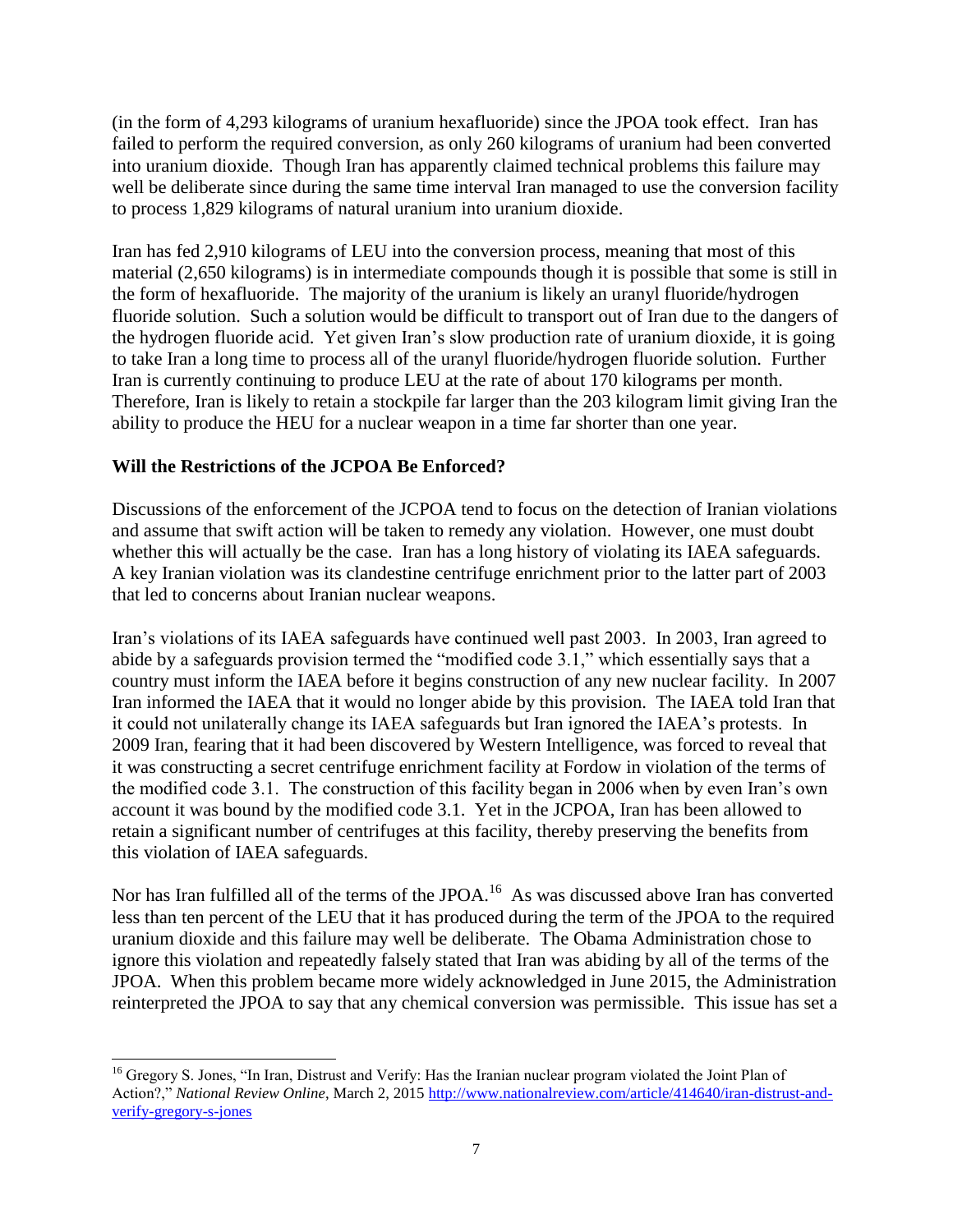(in the form of 4,293 kilograms of uranium hexafluoride) since the JPOA took effect. Iran has failed to perform the required conversion, as only 260 kilograms of uranium had been converted into uranium dioxide. Though Iran has apparently claimed technical problems this failure may well be deliberate since during the same time interval Iran managed to use the conversion facility to process 1,829 kilograms of natural uranium into uranium dioxide.

Iran has fed 2,910 kilograms of LEU into the conversion process, meaning that most of this material (2,650 kilograms) is in intermediate compounds though it is possible that some is still in the form of hexafluoride. The majority of the uranium is likely an uranyl fluoride/hydrogen fluoride solution. Such a solution would be difficult to transport out of Iran due to the dangers of the hydrogen fluoride acid. Yet given Iran's slow production rate of uranium dioxide, it is going to take Iran a long time to process all of the uranyl fluoride/hydrogen fluoride solution. Further Iran is currently continuing to produce LEU at the rate of about 170 kilograms per month. Therefore, Iran is likely to retain a stockpile far larger than the 203 kilogram limit giving Iran the ability to produce the HEU for a nuclear weapon in a time far shorter than one year.

## Will the Restrictions of the JCPOA Be Enforced?

Discussions of the enforcement of the JCPOA tend to focus on the detection of Iranian violations and assume that swift action will be taken to remedy any violation. However, one must doubt whether this will actually be the case. Iran has a long history of violating its IAEA safeguards. A key Iranian violation was its clandestine centrifuge enrichment prior to the latter part of 2003 that led to concerns about Iranian nuclear weapons.

Iran's violations of its IAEA safeguards have continued well past 2003. In 2003, Iran agreed to abide by a safeguards provision termed the "modified code 3.1," which essentially says that a country must inform the IAEA before it begins construction of any new nuclear facility. In 2007 Iran informed the IAEA that it would no longer abide by this provision. The IAEA told Iran that it could not unilaterally change its IAEA safeguards but Iran ignored the IAEA's protests. In 2009 Iran, fearing that it had been discovered by Western Intelligence, was forced to reveal that it was constructing a secret centrifuge enrichment facility at Fordow in violation of the terms of the modified code 3.1. The construction of this facility began in 2006 when by even Iran's own account it was bound by the modified code 3.1. Yet in the JCPOA, Iran has been allowed to retain a significant number of centrifuges at this facility, thereby preserving the benefits from this violation of IAEA safeguards.

Nor has Iran fulfilled all of the terms of the JPOA.[16] As was discussed above Iran has converted less than ten percent of the LEU that it has produced during the term of the JPOA to the required uranium dioxide and this failure may well be deliberate. The Obama Administration chose to ignore this violation and repeatedly falsely stated that Iran was abiding by all of the terms of the JPOA. When this problem became more widely acknowledged in June 2015, the Administration reinterpreted the JPOA to say that any chemical conversion was permissible. This issue has set a

---

[16] Gregory S. Jones, "In Iran, Distrust and Verify: Has the Iranian nuclear program violated the Joint Plan of Action?," *National Review Online*, March 2, 2015 http://www.nationalreview.com/article/414640/iran-distrust-and-verify-gregory-s-jones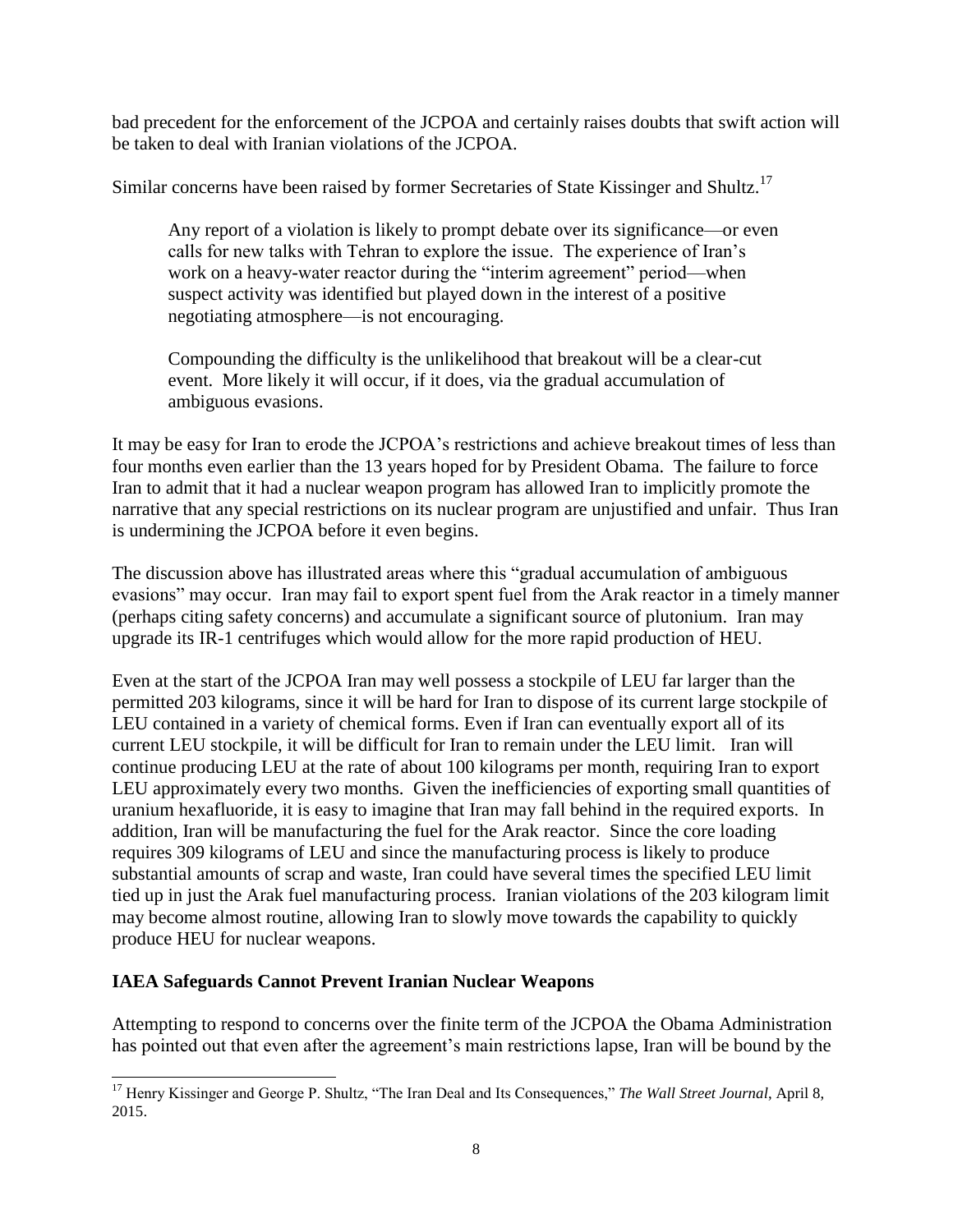bad precedent for the enforcement of the JCPOA and certainly raises doubts that swift action will be taken to deal with Iranian violations of the JCPOA.

Similar concerns have been raised by former Secretaries of State Kissinger and Shultz.[17]

> Any report of a violation is likely to prompt debate over its significance—or even calls for new talks with Tehran to explore the issue. The experience of Iran's work on a heavy-water reactor during the "interim agreement" period—when suspect activity was identified but played down in the interest of a positive negotiating atmosphere—is not encouraging.
>
> Compounding the difficulty is the unlikelihood that breakout will be a clear-cut event. More likely it will occur, if it does, via the gradual accumulation of ambiguous evasions.

It may be easy for Iran to erode the JCPOA's restrictions and achieve breakout times of less than four months even earlier than the 13 years hoped for by President Obama. The failure to force Iran to admit that it had a nuclear weapon program has allowed Iran to implicitly promote the narrative that any special restrictions on its nuclear program are unjustified and unfair. Thus Iran is undermining the JCPOA before it even begins.

The discussion above has illustrated areas where this "gradual accumulation of ambiguous evasions" may occur. Iran may fail to export spent fuel from the Arak reactor in a timely manner (perhaps citing safety concerns) and accumulate a significant source of plutonium. Iran may upgrade its IR-1 centrifuges which would allow for the more rapid production of HEU.

Even at the start of the JCPOA Iran may well possess a stockpile of LEU far larger than the permitted 203 kilograms, since it will be hard for Iran to dispose of its current large stockpile of LEU contained in a variety of chemical forms. Even if Iran can eventually export all of its current LEU stockpile, it will be difficult for Iran to remain under the LEU limit. Iran will continue producing LEU at the rate of about 100 kilograms per month, requiring Iran to export LEU approximately every two months. Given the inefficiencies of exporting small quantities of uranium hexafluoride, it is easy to imagine that Iran may fall behind in the required exports. In addition, Iran will be manufacturing the fuel for the Arak reactor. Since the core loading requires 309 kilograms of LEU and since the manufacturing process is likely to produce substantial amounts of scrap and waste, Iran could have several times the specified LEU limit tied up in just the Arak fuel manufacturing process. Iranian violations of the 203 kilogram limit may become almost routine, allowing Iran to slowly move towards the capability to quickly produce HEU for nuclear weapons.

## IAEA Safeguards Cannot Prevent Iranian Nuclear Weapons

Attempting to respond to concerns over the finite term of the JCPOA the Obama Administration has pointed out that even after the agreement's main restrictions lapse, Iran will be bound by the

---

[17] Henry Kissinger and George P. Shultz, "The Iran Deal and Its Consequences," *The Wall Street Journal*, April 8, 2015.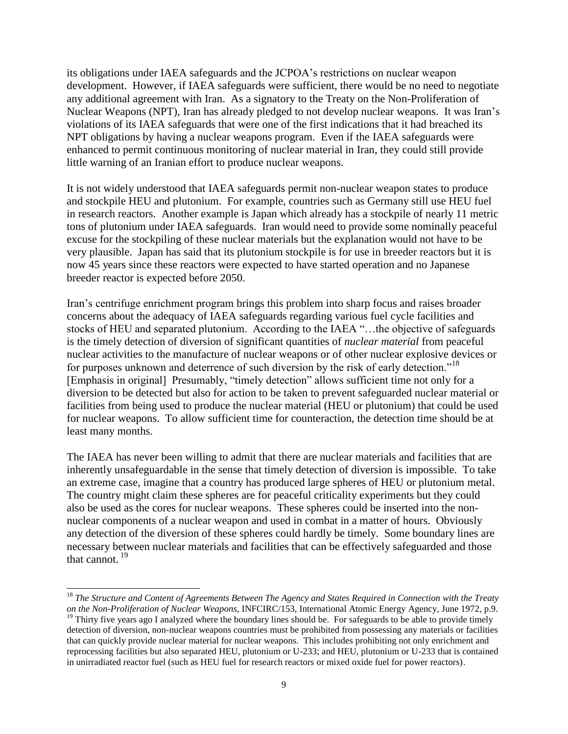its obligations under IAEA safeguards and the JCPOA's restrictions on nuclear weapon development. However, if IAEA safeguards were sufficient, there would be no need to negotiate any additional agreement with Iran. As a signatory to the Treaty on the Non-Proliferation of Nuclear Weapons (NPT), Iran has already pledged to not develop nuclear weapons. It was Iran's violations of its IAEA safeguards that were one of the first indications that it had breached its NPT obligations by having a nuclear weapons program. Even if the IAEA safeguards were enhanced to permit continuous monitoring of nuclear material in Iran, they could still provide little warning of an Iranian effort to produce nuclear weapons.

It is not widely understood that IAEA safeguards permit non-nuclear weapon states to produce and stockpile HEU and plutonium. For example, countries such as Germany still use HEU fuel in research reactors. Another example is Japan which already has a stockpile of nearly 11 metric tons of plutonium under IAEA safeguards. Iran would need to provide some nominally peaceful excuse for the stockpiling of these nuclear materials but the explanation would not have to be very plausible. Japan has said that its plutonium stockpile is for use in breeder reactors but it is now 45 years since these reactors were expected to have started operation and no Japanese breeder reactor is expected before 2050.

Iran's centrifuge enrichment program brings this problem into sharp focus and raises broader concerns about the adequacy of IAEA safeguards regarding various fuel cycle facilities and stocks of HEU and separated plutonium. According to the IAEA "…the objective of safeguards is the timely detection of diversion of significant quantities of *nuclear material* from peaceful nuclear activities to the manufacture of nuclear weapons or of other nuclear explosive devices or for purposes unknown and deterrence of such diversion by the risk of early detection."[18] [Emphasis in original] Presumably, "timely detection" allows sufficient time not only for a diversion to be detected but also for action to be taken to prevent safeguarded nuclear material or facilities from being used to produce the nuclear material (HEU or plutonium) that could be used for nuclear weapons. To allow sufficient time for counteraction, the detection time should be at least many months.

The IAEA has never been willing to admit that there are nuclear materials and facilities that are inherently unsafeguardable in the sense that timely detection of diversion is impossible. To take an extreme case, imagine that a country has produced large spheres of HEU or plutonium metal. The country might claim these spheres are for peaceful criticality experiments but they could also be used as the cores for nuclear weapons. These spheres could be inserted into the non-nuclear components of a nuclear weapon and used in combat in a matter of hours. Obviously any detection of the diversion of these spheres could hardly be timely. Some boundary lines are necessary between nuclear materials and facilities that can be effectively safeguarded and those that cannot.[19]

---

[18] *The Structure and Content of Agreements Between The Agency and States Required in Connection with the Treaty on the Non-Proliferation of Nuclear Weapons*, INFCIRC/153, International Atomic Energy Agency, June 1972, p.9.

[19] Thirty five years ago I analyzed where the boundary lines should be. For safeguards to be able to provide timely detection of diversion, non-nuclear weapons countries must be prohibited from possessing any materials or facilities that can quickly provide nuclear material for nuclear weapons. This includes prohibiting not only enrichment and reprocessing facilities but also separated HEU, plutonium or U-233; and HEU, plutonium or U-233 that is contained in unirradiated reactor fuel (such as HEU fuel for research reactors or mixed oxide fuel for power reactors).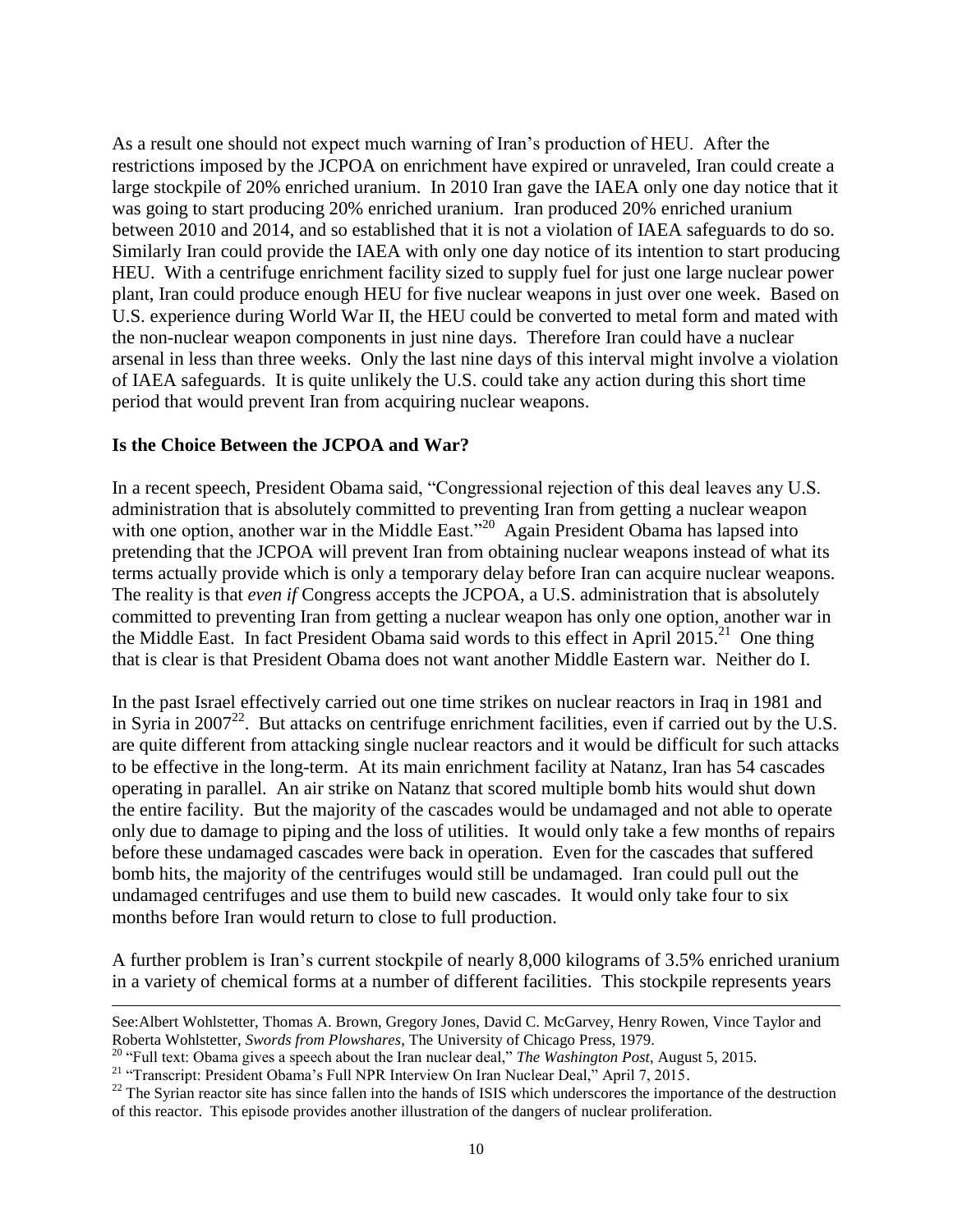As a result one should not expect much warning of Iran's production of HEU. After the restrictions imposed by the JCPOA on enrichment have expired or unraveled, Iran could create a large stockpile of 20% enriched uranium. In 2010 Iran gave the IAEA only one day notice that it was going to start producing 20% enriched uranium. Iran produced 20% enriched uranium between 2010 and 2014, and so established that it is not a violation of IAEA safeguards to do so. Similarly Iran could provide the IAEA with only one day notice of its intention to start producing HEU. With a centrifuge enrichment facility sized to supply fuel for just one large nuclear power plant, Iran could produce enough HEU for five nuclear weapons in just over one week. Based on U.S. experience during World War II, the HEU could be converted to metal form and mated with the non-nuclear weapon components in just nine days. Therefore Iran could have a nuclear arsenal in less than three weeks. Only the last nine days of this interval might involve a violation of IAEA safeguards. It is quite unlikely the U.S. could take any action during this short time period that would prevent Iran from acquiring nuclear weapons.

**Is the Choice Between the JCPOA and War?**

In a recent speech, President Obama said, "Congressional rejection of this deal leaves any U.S. administration that is absolutely committed to preventing Iran from getting a nuclear weapon with one option, another war in the Middle East."[20] Again President Obama has lapsed into pretending that the JCPOA will prevent Iran from obtaining nuclear weapons instead of what its terms actually provide which is only a temporary delay before Iran can acquire nuclear weapons. The reality is that *even if* Congress accepts the JCPOA, a U.S. administration that is absolutely committed to preventing Iran from getting a nuclear weapon has only one option, another war in the Middle East. In fact President Obama said words to this effect in April 2015.[21] One thing that is clear is that President Obama does not want another Middle Eastern war. Neither do I.

In the past Israel effectively carried out one time strikes on nuclear reactors in Iraq in 1981 and in Syria in 2007[22]. But attacks on centrifuge enrichment facilities, even if carried out by the U.S. are quite different from attacking single nuclear reactors and it would be difficult for such attacks to be effective in the long-term. At its main enrichment facility at Natanz, Iran has 54 cascades operating in parallel. An air strike on Natanz that scored multiple bomb hits would shut down the entire facility. But the majority of the cascades would be undamaged and not able to operate only due to damage to piping and the loss of utilities. It would only take a few months of repairs before these undamaged cascades were back in operation. Even for the cascades that suffered bomb hits, the majority of the centrifuges would still be undamaged. Iran could pull out the undamaged centrifuges and use them to build new cascades. It would only take four to six months before Iran would return to close to full production.

A further problem is Iran's current stockpile of nearly 8,000 kilograms of 3.5% enriched uranium in a variety of chemical forms at a number of different facilities. This stockpile represents years

---

See:Albert Wohlstetter, Thomas A. Brown, Gregory Jones, David C. McGarvey, Henry Rowen, Vince Taylor and Roberta Wohlstetter, *Swords from Plowshares*, The University of Chicago Press, 1979.

[20] "Full text: Obama gives a speech about the Iran nuclear deal," *The Washington Post*, August 5, 2015.

[21] "Transcript: President Obama's Full NPR Interview On Iran Nuclear Deal," April 7, 2015.

[22] The Syrian reactor site has since fallen into the hands of ISIS which underscores the importance of the destruction of this reactor. This episode provides another illustration of the dangers of nuclear proliferation.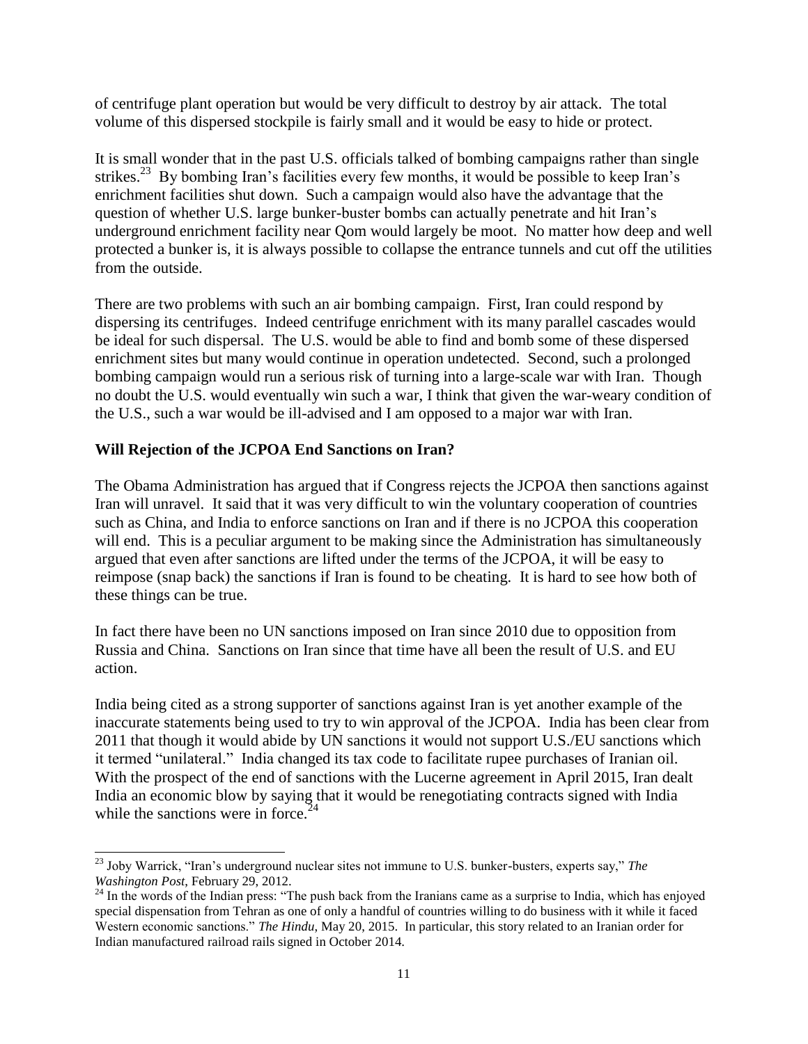of centrifuge plant operation but would be very difficult to destroy by air attack. The total volume of this dispersed stockpile is fairly small and it would be easy to hide or protect.

It is small wonder that in the past U.S. officials talked of bombing campaigns rather than single strikes.[23] By bombing Iran's facilities every few months, it would be possible to keep Iran's enrichment facilities shut down. Such a campaign would also have the advantage that the question of whether U.S. large bunker-buster bombs can actually penetrate and hit Iran's underground enrichment facility near Qom would largely be moot. No matter how deep and well protected a bunker is, it is always possible to collapse the entrance tunnels and cut off the utilities from the outside.

There are two problems with such an air bombing campaign. First, Iran could respond by dispersing its centrifuges. Indeed centrifuge enrichment with its many parallel cascades would be ideal for such dispersal. The U.S. would be able to find and bomb some of these dispersed enrichment sites but many would continue in operation undetected. Second, such a prolonged bombing campaign would run a serious risk of turning into a large-scale war with Iran. Though no doubt the U.S. would eventually win such a war, I think that given the war-weary condition of the U.S., such a war would be ill-advised and I am opposed to a major war with Iran.

**Will Rejection of the JCPOA End Sanctions on Iran?**

The Obama Administration has argued that if Congress rejects the JCPOA then sanctions against Iran will unravel. It said that it was very difficult to win the voluntary cooperation of countries such as China, and India to enforce sanctions on Iran and if there is no JCPOA this cooperation will end. This is a peculiar argument to be making since the Administration has simultaneously argued that even after sanctions are lifted under the terms of the JCPOA, it will be easy to reimpose (snap back) the sanctions if Iran is found to be cheating. It is hard to see how both of these things can be true.

In fact there have been no UN sanctions imposed on Iran since 2010 due to opposition from Russia and China. Sanctions on Iran since that time have all been the result of U.S. and EU action.

India being cited as a strong supporter of sanctions against Iran is yet another example of the inaccurate statements being used to try to win approval of the JCPOA. India has been clear from 2011 that though it would abide by UN sanctions it would not support U.S./EU sanctions which it termed "unilateral." India changed its tax code to facilitate rupee purchases of Iranian oil. With the prospect of the end of sanctions with the Lucerne agreement in April 2015, Iran dealt India an economic blow by saying that it would be renegotiating contracts signed with India while the sanctions were in force.[24]

---

[23] Joby Warrick, "Iran's underground nuclear sites not immune to U.S. bunker-busters, experts say," *The Washington Post*, February 29, 2012.

[24] In the words of the Indian press: "The push back from the Iranians came as a surprise to India, which has enjoyed special dispensation from Tehran as one of only a handful of countries willing to do business with it while it faced Western economic sanctions." *The Hindu*, May 20, 2015. In particular, this story related to an Iranian order for Indian manufactured railroad rails signed in October 2014.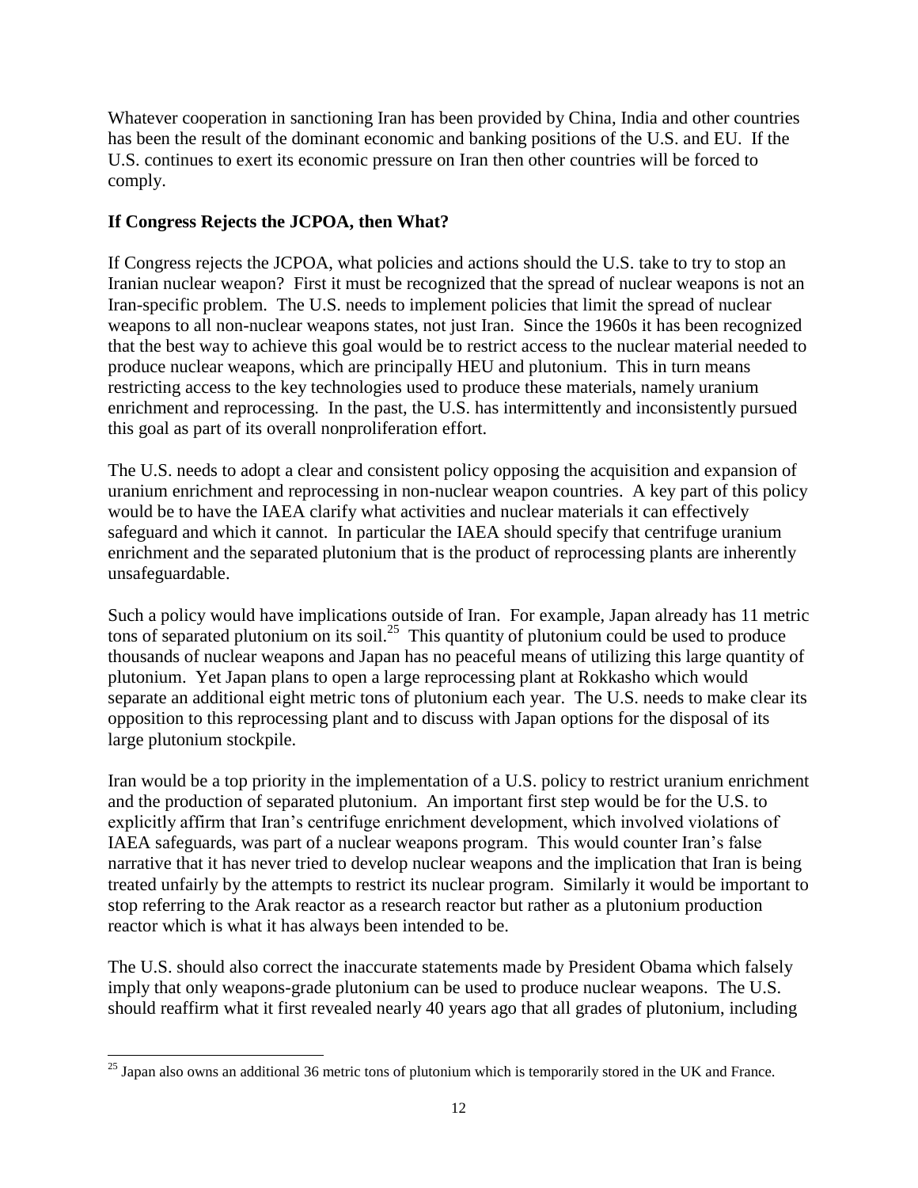Whatever cooperation in sanctioning Iran has been provided by China, India and other countries has been the result of the dominant economic and banking positions of the U.S. and EU. If the U.S. continues to exert its economic pressure on Iran then other countries will be forced to comply.

**If Congress Rejects the JCPOA, then What?**

If Congress rejects the JCPOA, what policies and actions should the U.S. take to try to stop an Iranian nuclear weapon? First it must be recognized that the spread of nuclear weapons is not an Iran-specific problem. The U.S. needs to implement policies that limit the spread of nuclear weapons to all non-nuclear weapons states, not just Iran. Since the 1960s it has been recognized that the best way to achieve this goal would be to restrict access to the nuclear material needed to produce nuclear weapons, which are principally HEU and plutonium. This in turn means restricting access to the key technologies used to produce these materials, namely uranium enrichment and reprocessing. In the past, the U.S. has intermittently and inconsistently pursued this goal as part of its overall nonproliferation effort.

The U.S. needs to adopt a clear and consistent policy opposing the acquisition and expansion of uranium enrichment and reprocessing in non-nuclear weapon countries. A key part of this policy would be to have the IAEA clarify what activities and nuclear materials it can effectively safeguard and which it cannot. In particular the IAEA should specify that centrifuge uranium enrichment and the separated plutonium that is the product of reprocessing plants are inherently unsafeguardable.

Such a policy would have implications outside of Iran. For example, Japan already has 11 metric tons of separated plutonium on its soil.[25] This quantity of plutonium could be used to produce thousands of nuclear weapons and Japan has no peaceful means of utilizing this large quantity of plutonium. Yet Japan plans to open a large reprocessing plant at Rokkasho which would separate an additional eight metric tons of plutonium each year. The U.S. needs to make clear its opposition to this reprocessing plant and to discuss with Japan options for the disposal of its large plutonium stockpile.

Iran would be a top priority in the implementation of a U.S. policy to restrict uranium enrichment and the production of separated plutonium. An important first step would be for the U.S. to explicitly affirm that Iran's centrifuge enrichment development, which involved violations of IAEA safeguards, was part of a nuclear weapons program. This would counter Iran's false narrative that it has never tried to develop nuclear weapons and the implication that Iran is being treated unfairly by the attempts to restrict its nuclear program. Similarly it would be important to stop referring to the Arak reactor as a research reactor but rather as a plutonium production reactor which is what it has always been intended to be.

The U.S. should also correct the inaccurate statements made by President Obama which falsely imply that only weapons-grade plutonium can be used to produce nuclear weapons. The U.S. should reaffirm what it first revealed nearly 40 years ago that all grades of plutonium, including

[25] Japan also owns an additional 36 metric tons of plutonium which is temporarily stored in the UK and France.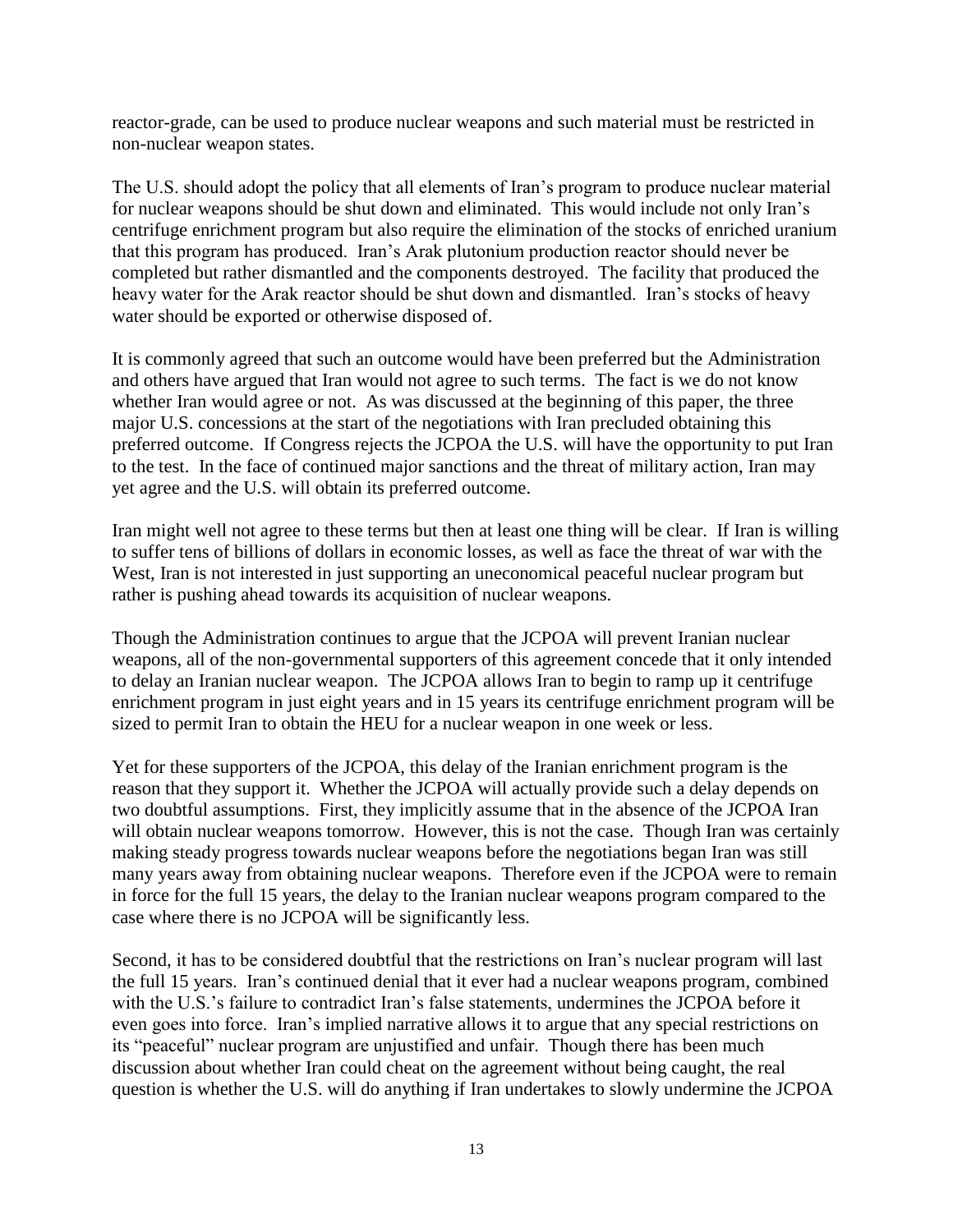reactor-grade, can be used to produce nuclear weapons and such material must be restricted in non-nuclear weapon states.

The U.S. should adopt the policy that all elements of Iran's program to produce nuclear material for nuclear weapons should be shut down and eliminated. This would include not only Iran's centrifuge enrichment program but also require the elimination of the stocks of enriched uranium that this program has produced. Iran's Arak plutonium production reactor should never be completed but rather dismantled and the components destroyed. The facility that produced the heavy water for the Arak reactor should be shut down and dismantled. Iran's stocks of heavy water should be exported or otherwise disposed of.

It is commonly agreed that such an outcome would have been preferred but the Administration and others have argued that Iran would not agree to such terms. The fact is we do not know whether Iran would agree or not. As was discussed at the beginning of this paper, the three major U.S. concessions at the start of the negotiations with Iran precluded obtaining this preferred outcome. If Congress rejects the JCPOA the U.S. will have the opportunity to put Iran to the test. In the face of continued major sanctions and the threat of military action, Iran may yet agree and the U.S. will obtain its preferred outcome.

Iran might well not agree to these terms but then at least one thing will be clear. If Iran is willing to suffer tens of billions of dollars in economic losses, as well as face the threat of war with the West, Iran is not interested in just supporting an uneconomical peaceful nuclear program but rather is pushing ahead towards its acquisition of nuclear weapons.

Though the Administration continues to argue that the JCPOA will prevent Iranian nuclear weapons, all of the non-governmental supporters of this agreement concede that it only intended to delay an Iranian nuclear weapon. The JCPOA allows Iran to begin to ramp up it centrifuge enrichment program in just eight years and in 15 years its centrifuge enrichment program will be sized to permit Iran to obtain the HEU for a nuclear weapon in one week or less.

Yet for these supporters of the JCPOA, this delay of the Iranian enrichment program is the reason that they support it. Whether the JCPOA will actually provide such a delay depends on two doubtful assumptions. First, they implicitly assume that in the absence of the JCPOA Iran will obtain nuclear weapons tomorrow. However, this is not the case. Though Iran was certainly making steady progress towards nuclear weapons before the negotiations began Iran was still many years away from obtaining nuclear weapons. Therefore even if the JCPOA were to remain in force for the full 15 years, the delay to the Iranian nuclear weapons program compared to the case where there is no JCPOA will be significantly less.

Second, it has to be considered doubtful that the restrictions on Iran's nuclear program will last the full 15 years. Iran's continued denial that it ever had a nuclear weapons program, combined with the U.S.'s failure to contradict Iran's false statements, undermines the JCPOA before it even goes into force. Iran's implied narrative allows it to argue that any special restrictions on its "peaceful" nuclear program are unjustified and unfair. Though there has been much discussion about whether Iran could cheat on the agreement without being caught, the real question is whether the U.S. will do anything if Iran undertakes to slowly undermine the JCPOA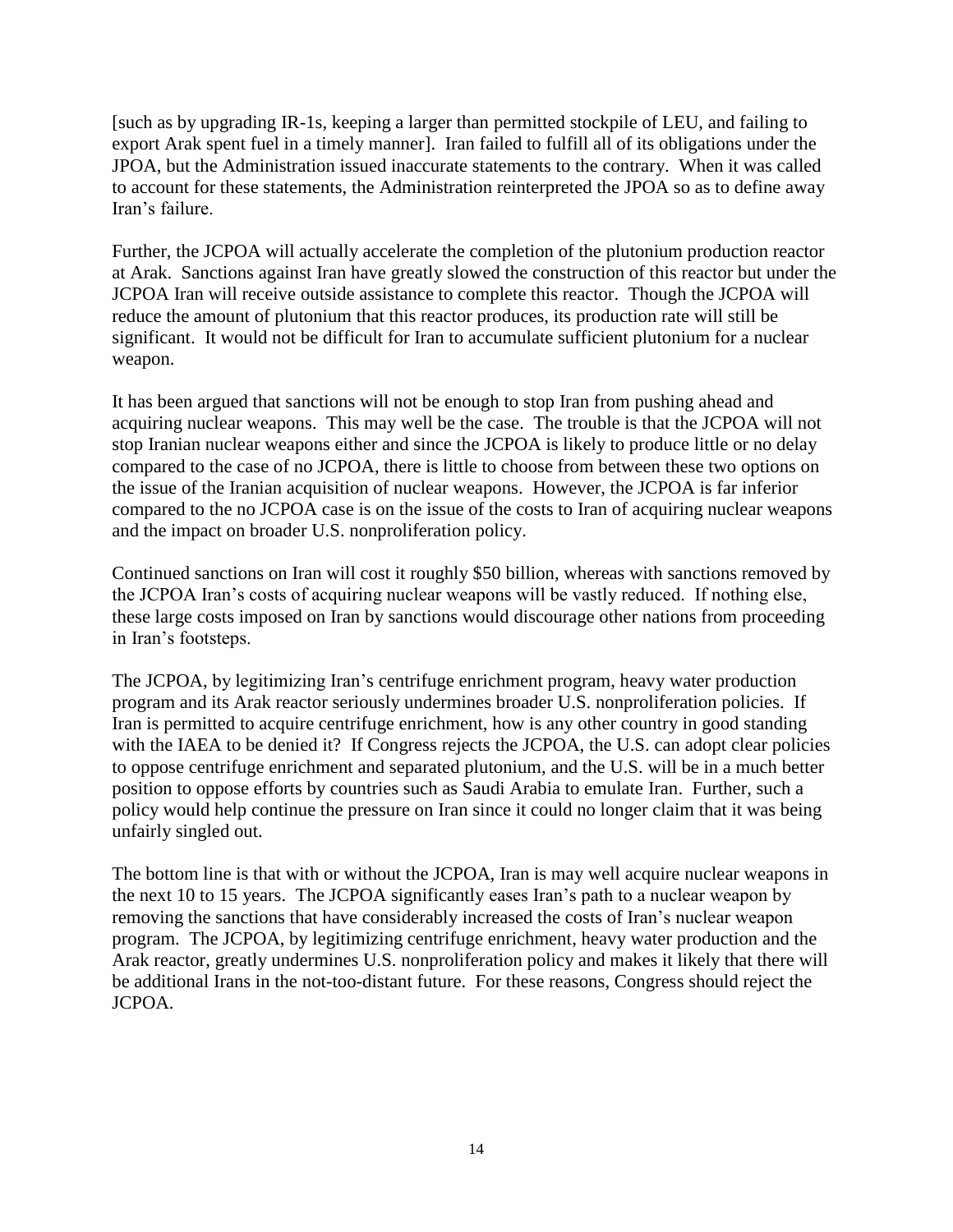[such as by upgrading IR-1s, keeping a larger than permitted stockpile of LEU, and failing to export Arak spent fuel in a timely manner]. Iran failed to fulfill all of its obligations under the JPOA, but the Administration issued inaccurate statements to the contrary. When it was called to account for these statements, the Administration reinterpreted the JPOA so as to define away Iran's failure.

Further, the JCPOA will actually accelerate the completion of the plutonium production reactor at Arak. Sanctions against Iran have greatly slowed the construction of this reactor but under the JCPOA Iran will receive outside assistance to complete this reactor. Though the JCPOA will reduce the amount of plutonium that this reactor produces, its production rate will still be significant. It would not be difficult for Iran to accumulate sufficient plutonium for a nuclear weapon.

It has been argued that sanctions will not be enough to stop Iran from pushing ahead and acquiring nuclear weapons. This may well be the case. The trouble is that the JCPOA will not stop Iranian nuclear weapons either and since the JCPOA is likely to produce little or no delay compared to the case of no JCPOA, there is little to choose from between these two options on the issue of the Iranian acquisition of nuclear weapons. However, the JCPOA is far inferior compared to the no JCPOA case is on the issue of the costs to Iran of acquiring nuclear weapons and the impact on broader U.S. nonproliferation policy.

Continued sanctions on Iran will cost it roughly $50 billion, whereas with sanctions removed by the JCPOA Iran's costs of acquiring nuclear weapons will be vastly reduced. If nothing else, these large costs imposed on Iran by sanctions would discourage other nations from proceeding in Iran's footsteps.

The JCPOA, by legitimizing Iran's centrifuge enrichment program, heavy water production program and its Arak reactor seriously undermines broader U.S. nonproliferation policies. If Iran is permitted to acquire centrifuge enrichment, how is any other country in good standing with the IAEA to be denied it? If Congress rejects the JCPOA, the U.S. can adopt clear policies to oppose centrifuge enrichment and separated plutonium, and the U.S. will be in a much better position to oppose efforts by countries such as Saudi Arabia to emulate Iran. Further, such a policy would help continue the pressure on Iran since it could no longer claim that it was being unfairly singled out.

The bottom line is that with or without the JCPOA, Iran is may well acquire nuclear weapons in the next 10 to 15 years. The JCPOA significantly eases Iran's path to a nuclear weapon by removing the sanctions that have considerably increased the costs of Iran's nuclear weapon program. The JCPOA, by legitimizing centrifuge enrichment, heavy water production and the Arak reactor, greatly undermines U.S. nonproliferation policy and makes it likely that there will be additional Irans in the not-too-distant future. For these reasons, Congress should reject the JCPOA.